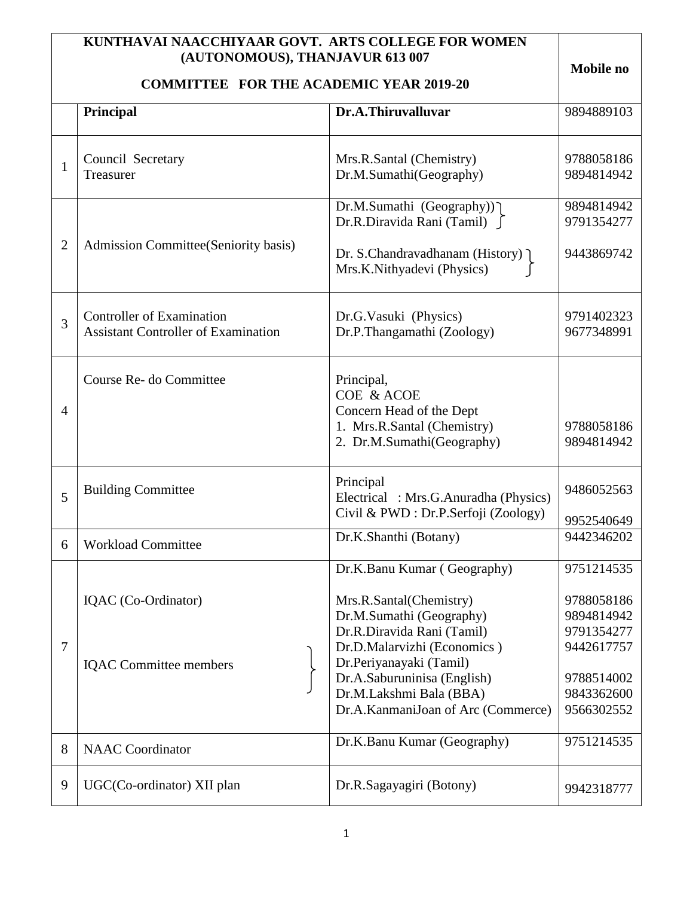| KUNTHAVAI NAACCHIYAAR GOVT. ARTS COLLEGE FOR WOMEN (AUTONOMOUS), THANJAVUR 613 007<br><br>COMMITTEE FOR THE ACADEMIC YEAR 2019-20 | | | Mobile no |
|---|---|---|---|
| | **Principal** | **Dr.A.Thiruvalluvar** | 9894889103 |
| 1 | Council Secretary<br>Treasurer | Mrs.R.Santal (Chemistry)<br>Dr.M.Sumathi(Geography) | 9788058186<br>9894814942 |
| 2 | Admission Committee(Seniority basis) | Dr.M.Sumathi (Geography))<br>Dr.R.Diravida Rani (Tamil)<br><br>Dr. S.Chandravadhanam (History)<br>Mrs.K.Nithyadevi (Physics) | 9894814942<br>9791354277<br><br>9443869742 |
| 3 | Controller of Examination<br>Assistant Controller of Examination | Dr.G.Vasuki (Physics)<br>Dr.P.Thangamathi (Zoology) | 9791402323<br>9677348991 |
| 4 | Course Re- do Committee | Principal,<br>COE & ACOE<br>Concern Head of the Dept<br>1. Mrs.R.Santal (Chemistry)<br>2. Dr.M.Sumathi(Geography) | <br><br><br>9788058186<br>9894814942 |
| 5 | Building Committee | Principal<br>Electrical : Mrs.G.Anuradha (Physics)<br>Civil & PWD : Dr.P.Serfoji (Zoology) | 9486052563<br><br>9952540649 |
| 6 | Workload Committee | Dr.K.Shanthi (Botany) | 9442346202 |
| 7 | IQAC (Co-Ordinator)<br><br>IQAC Committee members | Dr.K.Banu Kumar ( Geography)<br><br>Mrs.R.Santal(Chemistry)<br>Dr.M.Sumathi (Geography)<br>Dr.R.Diravida Rani (Tamil)<br>Dr.D.Malarvizhi (Economics )<br>Dr.Periyanayaki (Tamil)<br>Dr.A.Saburuninisa (English)<br>Dr.M.Lakshmi Bala (BBA)<br>Dr.A.KanmaniJoan of Arc (Commerce) | 9751214535<br><br>9788058186<br>9894814942<br>9791354277<br>9442617757<br><br>9788514002<br>9843362600<br>9566302552 |
| 8 | NAAC Coordinator | Dr.K.Banu Kumar (Geography) | 9751214535 |
| 9 | UGC(Co-ordinator) XII plan | Dr.R.Sagayagiri (Botony) | 9942318777 |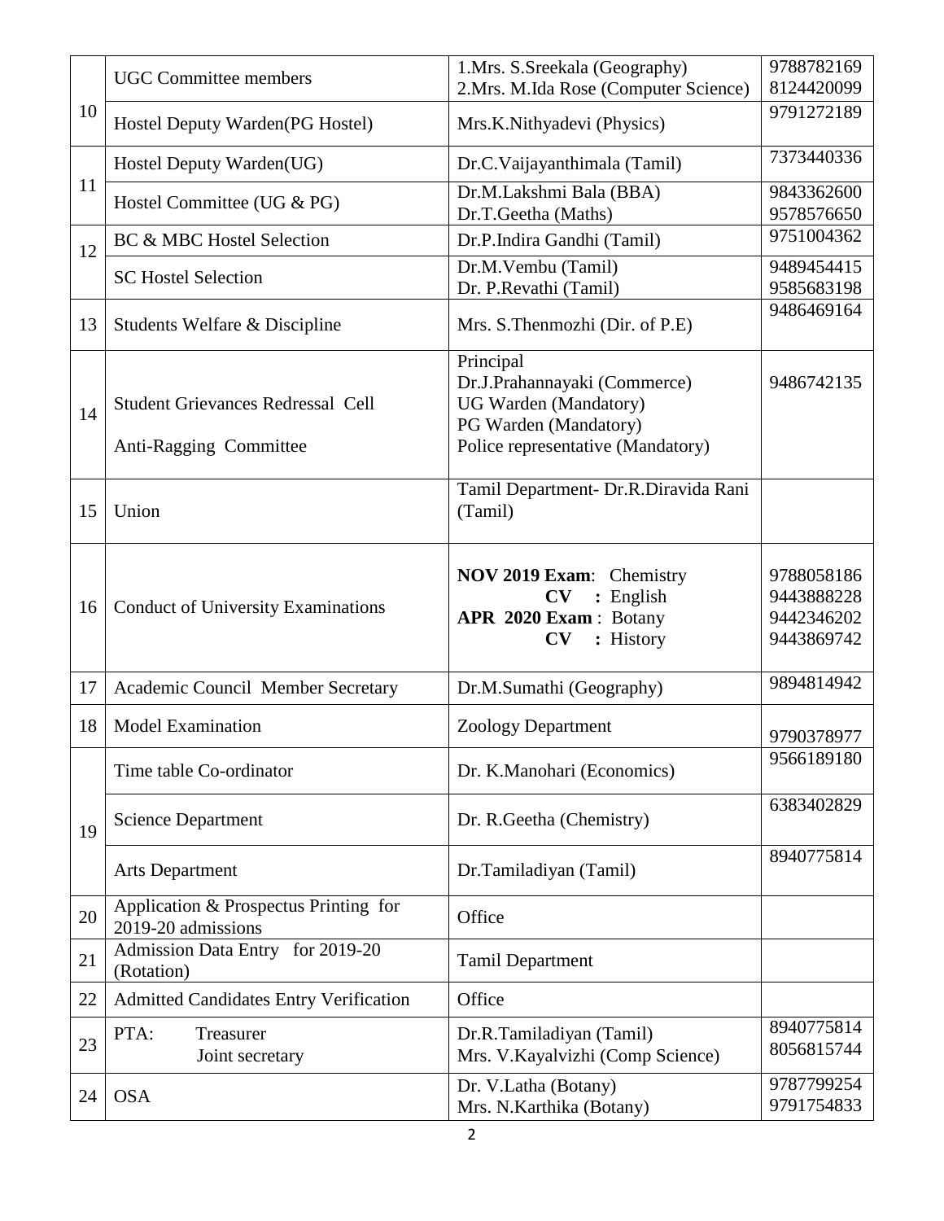| 10 | UGC Committee members | 1.Mrs. S.Sreekala (Geography)<br>2.Mrs. M.Ida Rose (Computer Science) | 9788782169<br>8124420099 |
|---|---|---|---|
| | Hostel Deputy Warden(PG Hostel) | Mrs.K.Nithyadevi (Physics) | 9791272189 |
| 11 | Hostel Deputy Warden(UG) | Dr.C.Vaijayanthimala (Tamil) | 7373440336 |
| | Hostel Committee (UG & PG) | Dr.M.Lakshmi Bala (BBA)<br>Dr.T.Geetha (Maths) | 9843362600<br>9578576650 |
| 12 | BC & MBC Hostel Selection | Dr.P.Indira Gandhi (Tamil) | 9751004362 |
| | SC Hostel Selection | Dr.M.Vembu (Tamil)<br>Dr. P.Revathi (Tamil) | 9489454415<br>9585683198 |
| 13 | Students Welfare & Discipline | Mrs. S.Thenmozhi (Dir. of P.E) | 9486469164 |
| 14 | Student Grievances Redressal Cell<br>Anti-Ragging Committee | Principal<br>Dr.J.Prahannayaki (Commerce)<br>UG Warden (Mandatory)<br>PG Warden (Mandatory)<br>Police representative (Mandatory) | 9486742135 |
| 15 | Union | Tamil Department- Dr.R.Diravida Rani (Tamil) | |
| 16 | Conduct of University Examinations | **NOV 2019 Exam**: Chemistry<br>**CV** : English<br>**APR 2020 Exam** : Botany<br>**CV** : History | 9788058186<br>9443888228<br>9442346202<br>9443869742 |
| 17 | Academic Council Member Secretary | Dr.M.Sumathi (Geography) | 9894814942 |
| 18 | Model Examination | Zoology Department | 9790378977 |
| 19 | Time table Co-ordinator | Dr. K.Manohari (Economics) | 9566189180 |
| | Science Department | Dr. R.Geetha (Chemistry) | 6383402829 |
| | Arts Department | Dr.Tamiladiyan (Tamil) | 8940775814 |
| 20 | Application & Prospectus Printing for 2019-20 admissions | Office | |
| 21 | Admission Data Entry for 2019-20 (Rotation) | Tamil Department | |
| 22 | Admitted Candidates Entry Verification | Office | |
| 23 | PTA: Treasurer<br>Joint secretary | Dr.R.Tamiladiyan (Tamil)<br>Mrs. V.Kayalvizhi (Comp Science) | 8940775814<br>8056815744 |
| 24 | OSA | Dr. V.Latha (Botany)<br>Mrs. N.Karthika (Botany) | 9787799254<br>9791754833 |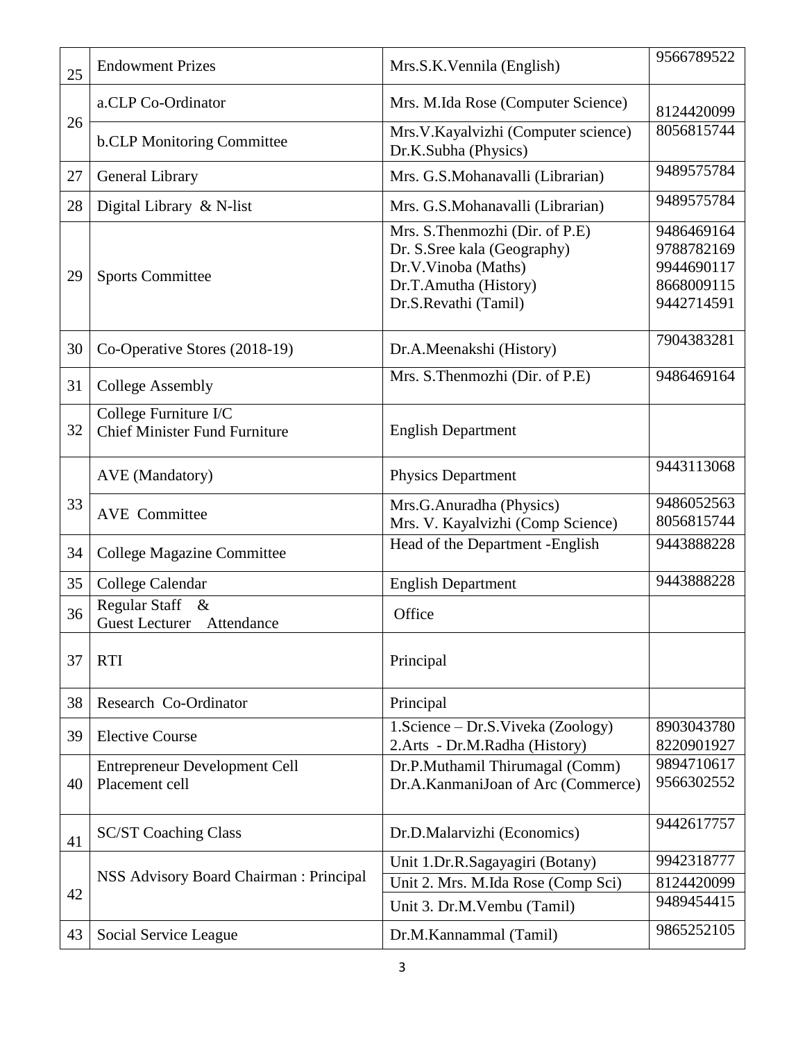| | | | |
|---|---|---|---|
| 25 | Endowment Prizes | Mrs.S.K.Vennila (English) | 9566789522 |
| 26 | a.CLP Co-Ordinator | Mrs. M.Ida Rose (Computer Science) | 8124420099 |
| | b.CLP Monitoring Committee | Mrs.V.Kayalvizhi (Computer science)<br>Dr.K.Subha (Physics) | 8056815744 |
| 27 | General Library | Mrs. G.S.Mohanavalli (Librarian) | 9489575784 |
| 28 | Digital Library & N-list | Mrs. G.S.Mohanavalli (Librarian) | 9489575784 |
| 29 | Sports Committee | Mrs. S.Thenmozhi (Dir. of P.E)<br>Dr. S.Sree kala (Geography)<br>Dr.V.Vinoba (Maths)<br>Dr.T.Amutha (History)<br>Dr.S.Revathi (Tamil) | 9486469164<br>9788782169<br>9944690117<br>8668009115<br>9442714591 |
| 30 | Co-Operative Stores (2018-19) | Dr.A.Meenakshi (History) | 7904383281 |
| 31 | College Assembly | Mrs. S.Thenmozhi (Dir. of P.E) | 9486469164 |
| 32 | College Furniture I/C<br>Chief Minister Fund Furniture | English Department | |
| 33 | AVE (Mandatory) | Physics Department | 9443113068 |
| | AVE Committee | Mrs.G.Anuradha (Physics)<br>Mrs. V. Kayalvizhi (Comp Science) | 9486052563<br>8056815744 |
| 34 | College Magazine Committee | Head of the Department -English | 9443888228 |
| 35 | College Calendar | English Department | 9443888228 |
| 36 | Regular Staff &<br>Guest Lecturer Attendance | Office | |
| 37 | RTI | Principal | |
| 38 | Research Co-Ordinator | Principal | |
| 39 | Elective Course | 1.Science – Dr.S.Viveka (Zoology)<br>2.Arts - Dr.M.Radha (History) | 8903043780<br>8220901927 |
| 40 | Entrepreneur Development Cell<br>Placement cell | Dr.P.Muthamil Thirumagal (Comm)<br>Dr.A.KanmaniJoan of Arc (Commerce) | 9894710617<br>9566302552 |
| 41 | SC/ST Coaching Class | Dr.D.Malarvizhi (Economics) | 9442617757 |
| 42 | NSS Advisory Board Chairman : Principal | Unit 1.Dr.R.Sagayagiri (Botany) | 9942318777 |
| | | Unit 2. Mrs. M.Ida Rose (Comp Sci) | 8124420099 |
| | | Unit 3. Dr.M.Vembu (Tamil) | 9489454415 |
| 43 | Social Service League | Dr.M.Kannammal (Tamil) | 9865252105 |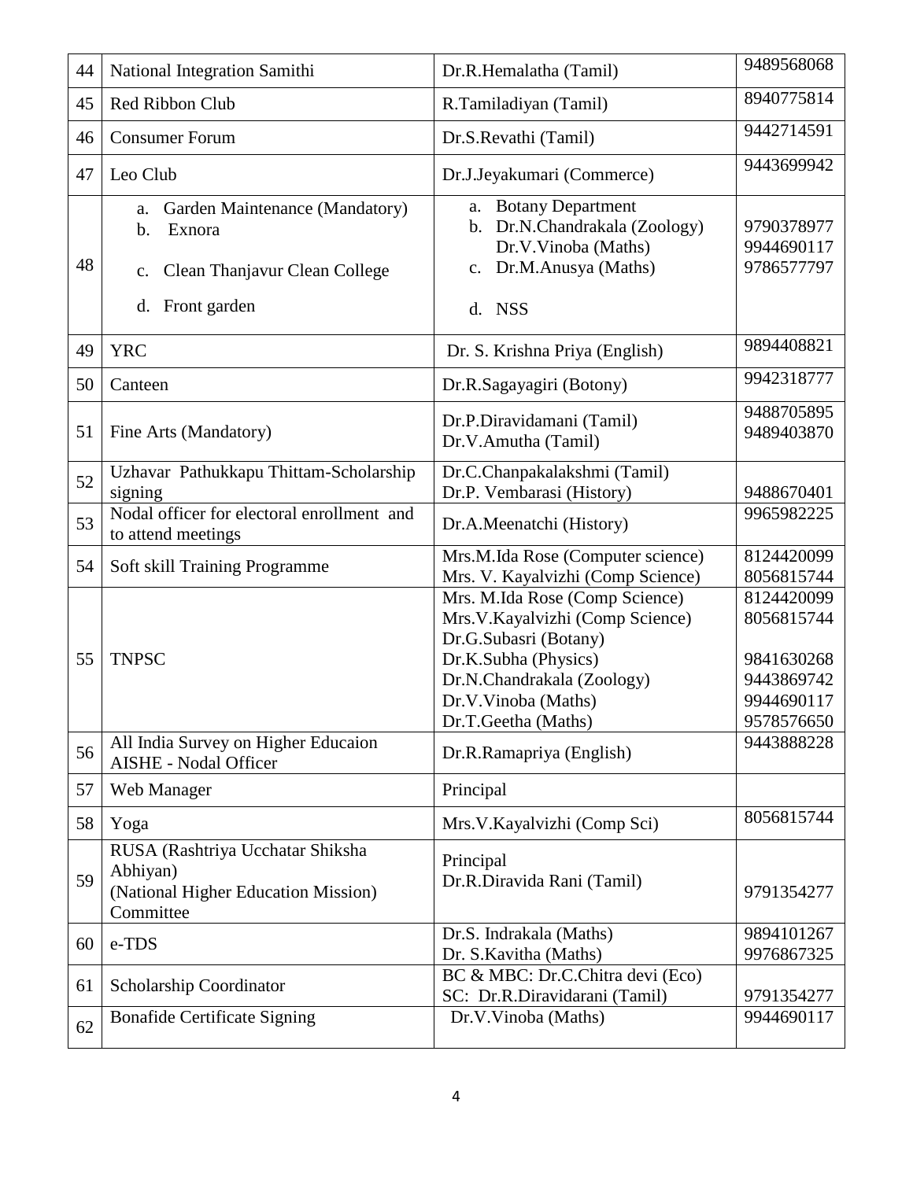| 44 | National Integration Samithi | Dr.R.Hemalatha (Tamil) | 9489568068 |
|---|---|---|---|
| 45 | Red Ribbon Club | R.Tamiladiyan (Tamil) | 8940775814 |
| 46 | Consumer Forum | Dr.S.Revathi (Tamil) | 9442714591 |
| 47 | Leo Club | Dr.J.Jeyakumari (Commerce) | 9443699942 |
| 48 | a. Garden Maintenance (Mandatory)<br>b. Exnora<br>c. Clean Thanjavur Clean College<br>d. Front garden | a. Botany Department<br>b. Dr.N.Chandrakala (Zoology)<br>Dr.V.Vinoba (Maths)<br>c. Dr.M.Anusya (Maths)<br>d. NSS | 9790378977<br>9944690117<br>9786577797 |
| 49 | YRC | Dr. S. Krishna Priya (English) | 9894408821 |
| 50 | Canteen | Dr.R.Sagayagiri (Botony) | 9942318777 |
| 51 | Fine Arts (Mandatory) | Dr.P.Diravidamani (Tamil)<br>Dr.V.Amutha (Tamil) | 9488705895<br>9489403870 |
| 52 | Uzhavar Pathukkapu Thittam-Scholarship signing | Dr.C.Chanpakalakshmi (Tamil)<br>Dr.P. Vembarasi (History) | 9488670401 |
| 53 | Nodal officer for electoral enrollment and to attend meetings | Dr.A.Meenatchi (History) | 9965982225 |
| 54 | Soft skill Training Programme | Mrs.M.Ida Rose (Computer science)<br>Mrs. V. Kayalvizhi (Comp Science) | 8124420099<br>8056815744 |
| 55 | TNPSC | Mrs. M.Ida Rose (Comp Science)<br>Mrs.V.Kayalvizhi (Comp Science)<br>Dr.G.Subasri (Botany)<br>Dr.K.Subha (Physics)<br>Dr.N.Chandrakala (Zoology)<br>Dr.V.Vinoba (Maths)<br>Dr.T.Geetha (Maths) | 8124420099<br>8056815744<br><br>9841630268<br>9443869742<br>9944690117<br>9578576650 |
| 56 | All India Survey on Higher Educaion AISHE - Nodal Officer | Dr.R.Ramapriya (English) | 9443888228 |
| 57 | Web Manager | Principal | |
| 58 | Yoga | Mrs.V.Kayalvizhi (Comp Sci) | 8056815744 |
| 59 | RUSA (Rashtriya Ucchatar Shiksha Abhiyan) (National Higher Education Mission) Committee | Principal<br>Dr.R.Diravida Rani (Tamil) | 9791354277 |
| 60 | e-TDS | Dr.S. Indrakala (Maths)<br>Dr. S.Kavitha (Maths) | 9894101267<br>9976867325 |
| 61 | Scholarship Coordinator | BC & MBC: Dr.C.Chitra devi (Eco)<br>SC: Dr.R.Diravidarani (Tamil) | 9791354277 |
| 62 | Bonafide Certificate Signing | Dr.V.Vinoba (Maths) | 9944690117 |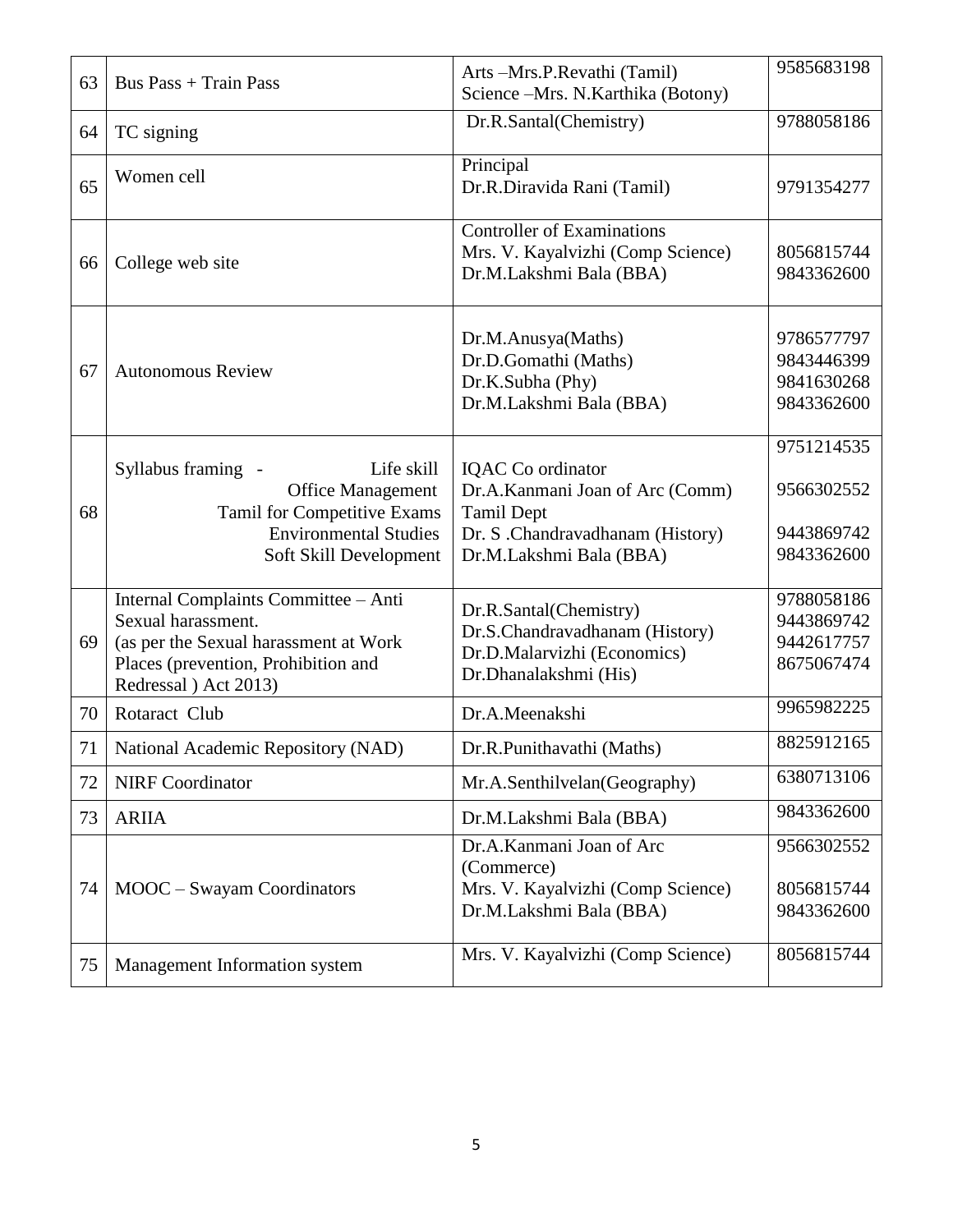| | | | |
|---|---|---|---|
| 63 | Bus Pass + Train Pass | Arts –Mrs.P.Revathi (Tamil)<br>Science –Mrs. N.Karthika (Botony) | 9585683198 |
| 64 | TC signing | Dr.R.Santal(Chemistry) | 9788058186 |
| 65 | Women cell | Principal<br>Dr.R.Diravida Rani (Tamil) | 9791354277 |
| 66 | College web site | Controller of Examinations<br>Mrs. V. Kayalvizhi (Comp Science)<br>Dr.M.Lakshmi Bala (BBA) | 8056815744<br>9843362600 |
| 67 | Autonomous Review | Dr.M.Anusya(Maths)<br>Dr.D.Gomathi (Maths)<br>Dr.K.Subha (Phy)<br>Dr.M.Lakshmi Bala (BBA) | 9786577797<br>9843446399<br>9841630268<br>9843362600 |
| 68 | Syllabus framing - Life skill<br>Office Management<br>Tamil for Competitive Exams<br>Environmental Studies<br>Soft Skill Development | IQAC Co ordinator<br>Dr.A.Kanmani Joan of Arc (Comm)<br>Tamil Dept<br>Dr. S .Chandravadhanam (History)<br>Dr.M.Lakshmi Bala (BBA) | 9751214535<br>9566302552<br>9443869742<br>9843362600 |
| 69 | Internal Complaints Committee – Anti Sexual harassment.<br>(as per the Sexual harassment at Work Places (prevention, Prohibition and Redressal ) Act 2013) | Dr.R.Santal(Chemistry)<br>Dr.S.Chandravadhanam (History)<br>Dr.D.Malarvizhi (Economics)<br>Dr.Dhanalakshmi (His) | 9788058186<br>9443869742<br>9442617757<br>8675067474 |
| 70 | Rotaract Club | Dr.A.Meenakshi | 9965982225 |
| 71 | National Academic Repository (NAD) | Dr.R.Punithavathi (Maths) | 8825912165 |
| 72 | NIRF Coordinator | Mr.A.Senthilvelan(Geography) | 6380713106 |
| 73 | ARIIA | Dr.M.Lakshmi Bala (BBA) | 9843362600 |
| 74 | MOOC – Swayam Coordinators | Dr.A.Kanmani Joan of Arc (Commerce)<br>Mrs. V. Kayalvizhi (Comp Science)<br>Dr.M.Lakshmi Bala (BBA) | 9566302552<br>8056815744<br>9843362600 |
| 75 | Management Information system | Mrs. V. Kayalvizhi (Comp Science) | 8056815744 |